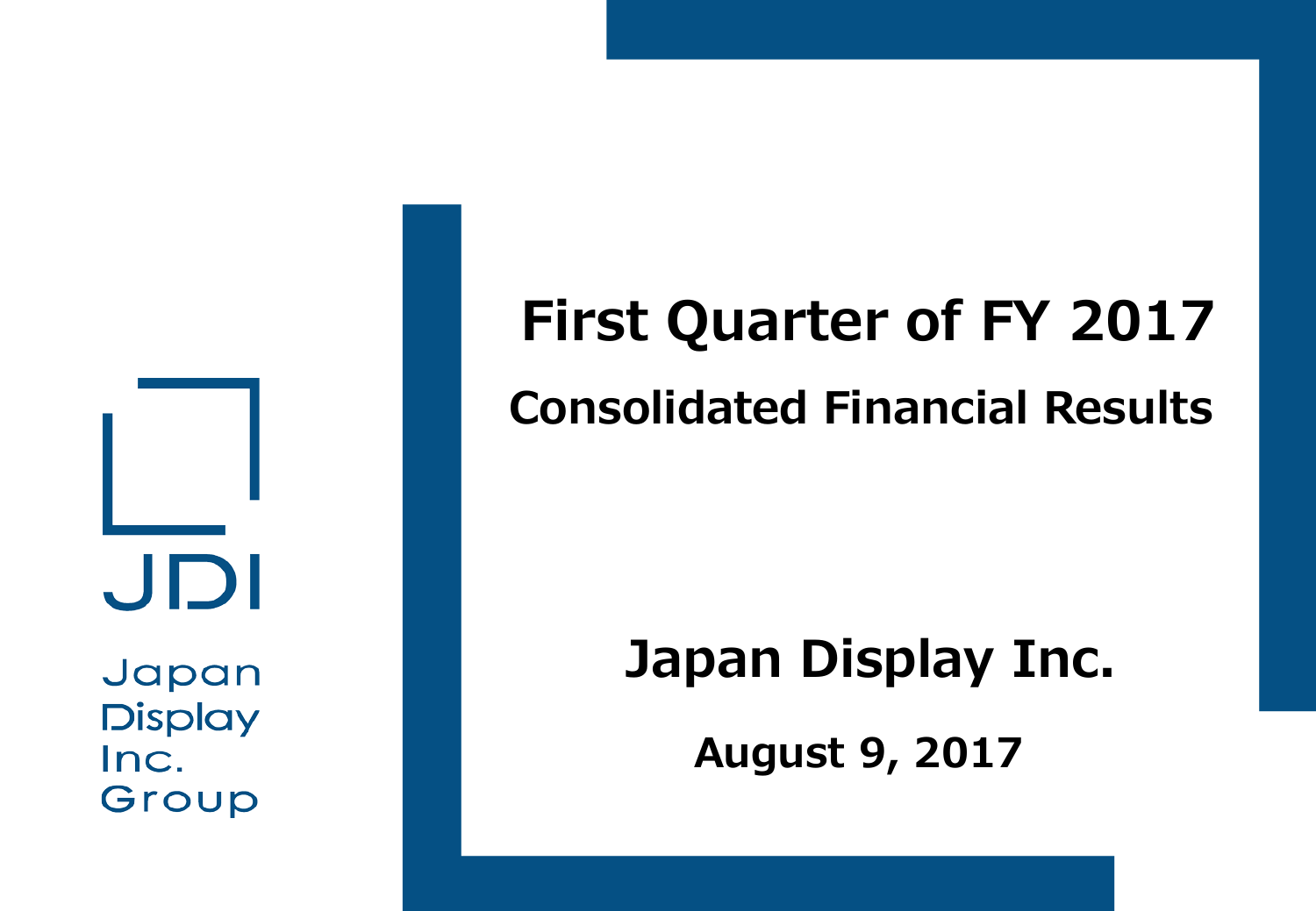# First Quarter of FY 2017

## Consolidated Financial Results

JDI

Japan Display Inc. Group

**Japan Display Inc.**

**August 9, 2017**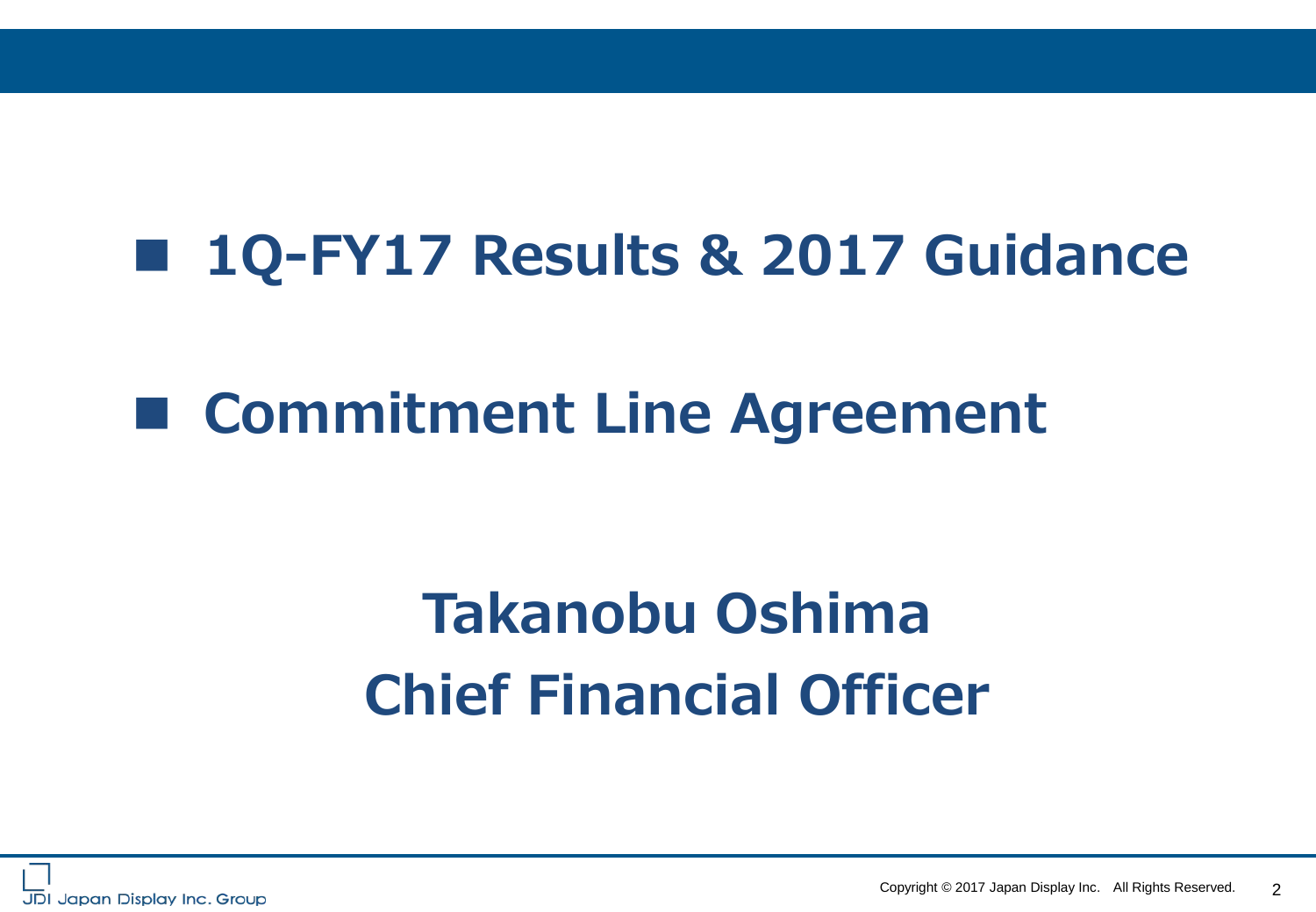- **1Q-FY17 Results & 2017 Guidance**

- **Commitment Line Agreement**

**Takanobu Oshima**
**Chief Financial Officer**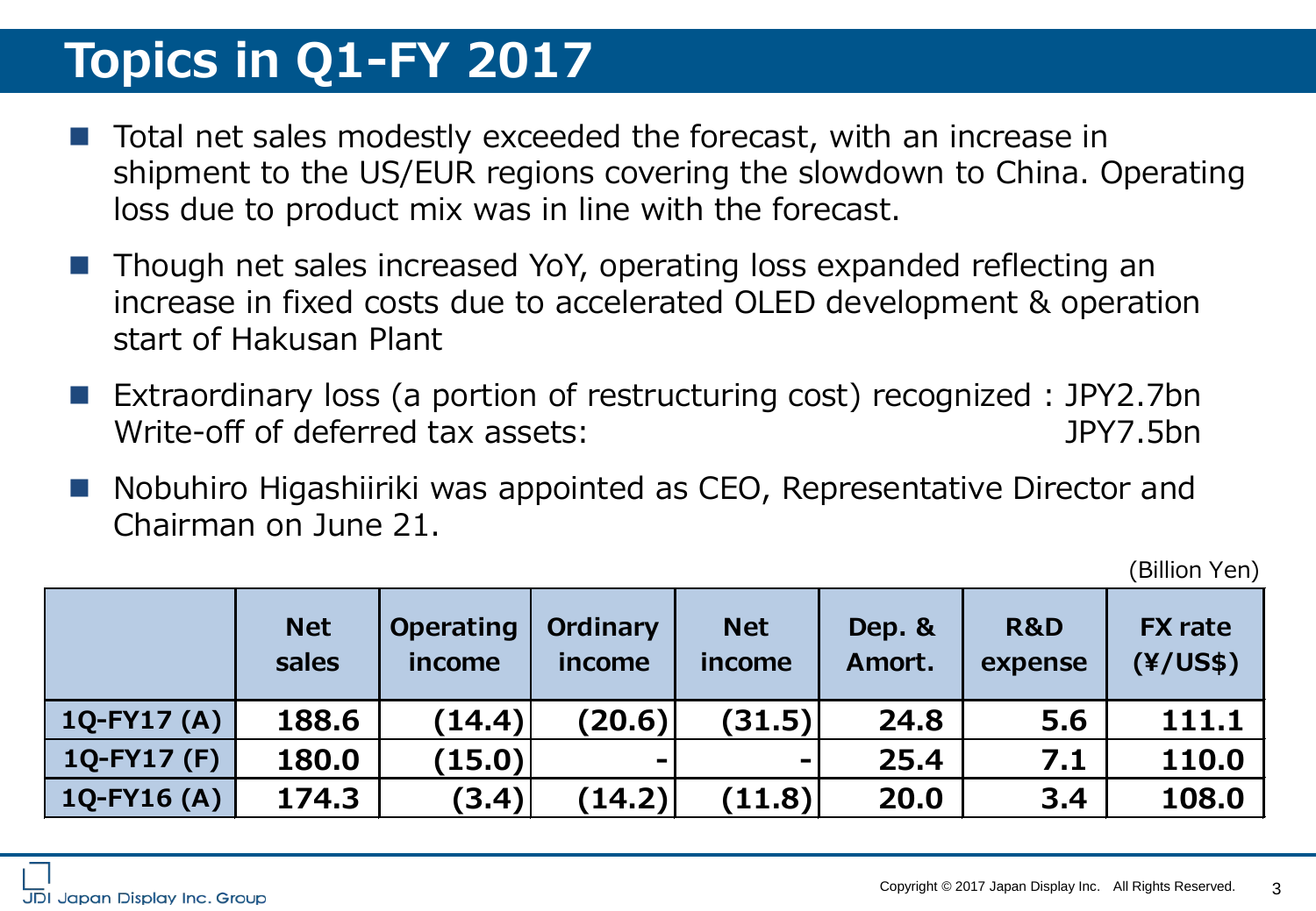# Topics in Q1-FY 2017

- Total net sales modestly exceeded the forecast, with an increase in shipment to the US/EUR regions covering the slowdown to China. Operating loss due to product mix was in line with the forecast.
- Though net sales increased YoY, operating loss expanded reflecting an increase in fixed costs due to accelerated OLED development & operation start of Hakusan Plant
- Extraordinary loss (a portion of restructuring cost) recognized : JPY2.7bn
  Write-off of deferred tax assets: JPY7.5bn
- Nobuhiro Higashiiriki was appointed as CEO, Representative Director and Chairman on June 21.

(Billion Yen)

| | Net sales | Operating income | Ordinary income | Net income | Dep. & Amort. | R&D expense | FX rate (¥/US$) |
|---|---|---|---|---|---|---|---|
| 1Q-FY17 (A) | 188.6 | (14.4) | (20.6) | (31.5) | 24.8 | 5.6 | 111.1 |
| 1Q-FY17 (F) | 180.0 | (15.0) | - | - | 25.4 | 7.1 | 110.0 |
| 1Q-FY16 (A) | 174.3 | (3.4) | (14.2) | (11.8) | 20.0 | 3.4 | 108.0 |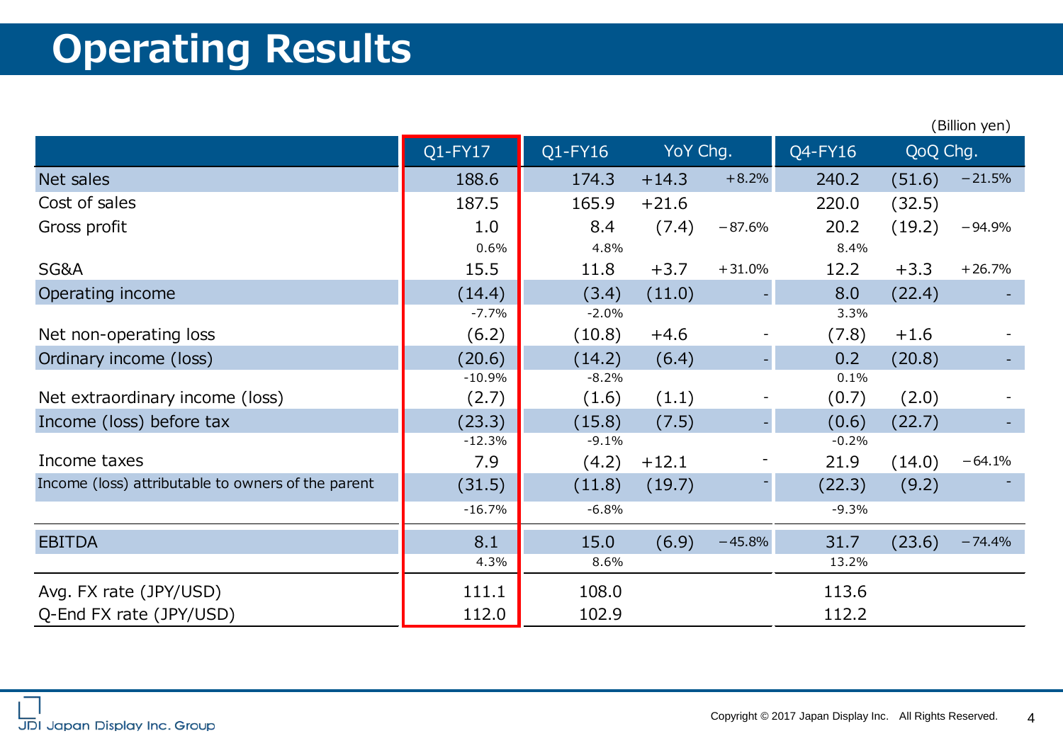# Operating Results

(Billion yen)

| | Q1-FY17 | Q1-FY16 | YoY Chg. | | Q4-FY16 | QoQ Chg. | |
|---|---|---|---|---|---|---|---|
| Net sales | 188.6 | 174.3 | +14.3 | +8.2% | 240.2 | (51.6) | −21.5% |
| Cost of sales | 187.5 | 165.9 | +21.6 | | 220.0 | (32.5) | |
| Gross profit | 1.0 | 8.4 | (7.4) | −87.6% | 20.2 | (19.2) | −94.9% |
| | 0.6% | 4.8% | | | 8.4% | | |
| SG&A | 15.5 | 11.8 | +3.7 | +31.0% | 12.2 | +3.3 | +26.7% |
| Operating income | (14.4) | (3.4) | (11.0) | - | 8.0 | (22.4) | - |
| | -7.7% | -2.0% | | | 3.3% | | |
| Net non-operating loss | (6.2) | (10.8) | +4.6 | - | (7.8) | +1.6 | - |
| Ordinary income (loss) | (20.6) | (14.2) | (6.4) | - | 0.2 | (20.8) | - |
| | -10.9% | -8.2% | | | 0.1% | | |
| Net extraordinary income (loss) | (2.7) | (1.6) | (1.1) | - | (0.7) | (2.0) | - |
| Income (loss) before tax | (23.3) | (15.8) | (7.5) | - | (0.6) | (22.7) | - |
| | -12.3% | -9.1% | | | -0.2% | | |
| Income taxes | 7.9 | (4.2) | +12.1 | - | 21.9 | (14.0) | −64.1% |
| Income (loss) attributable to owners of the parent | (31.5) | (11.8) | (19.7) | - | (22.3) | (9.2) | - |
| | -16.7% | -6.8% | | | -9.3% | | |
| EBITDA | 8.1 | 15.0 | (6.9) | −45.8% | 31.7 | (23.6) | −74.4% |
| | 4.3% | 8.6% | | | 13.2% | | |
| Avg. FX rate (JPY/USD) | 111.1 | 108.0 | | | 113.6 | | |
| Q-End FX rate (JPY/USD) | 112.0 | 102.9 | | | 112.2 | | |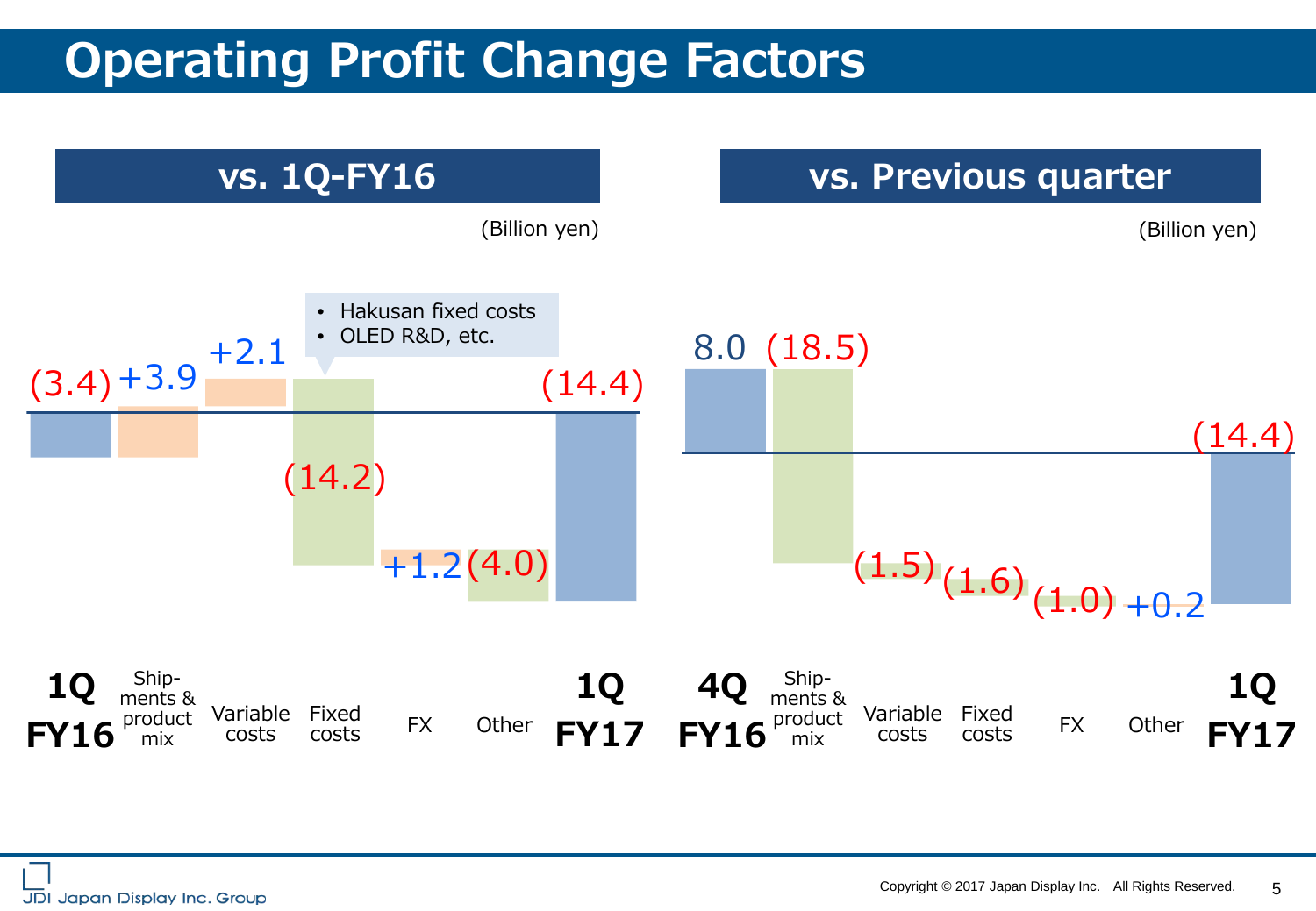# Operating Profit Change Factors

## vs. 1Q-FY16

(Billion yen)

| 1Q FY16 | Shipments & product mix | Variable costs | Fixed costs | FX | Other | 1Q FY17 |
|---|---|---|---|---|---|---|
| (3.4) | +3.9 | +2.1 | (14.2) | +1.2 | (4.0) | (14.4) |

- Hakusan fixed costs
- OLED R&D, etc.

## vs. Previous quarter

(Billion yen)

| 4Q FY16 | Shipments & product mix | Variable costs | Fixed costs | FX | Other | 1Q FY17 |
|---|---|---|---|---|---|---|
| 8.0 | (18.5) | (1.5) | (1.6) | (1.0) | +0.2 | (14.4) |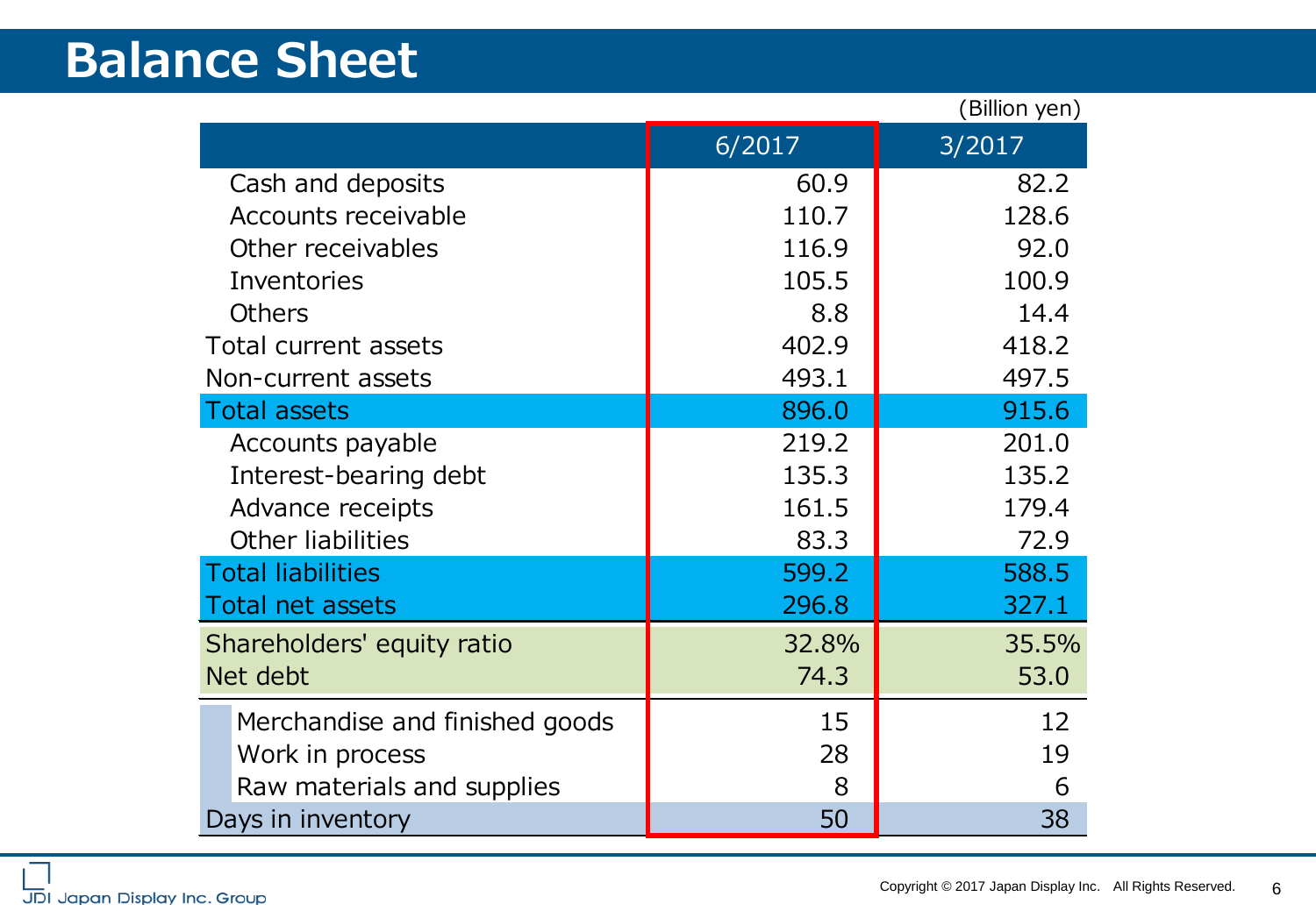# Balance Sheet

(Billion yen)

| | 6/2017 | 3/2017 |
|---|---|---|
| Cash and deposits | 60.9 | 82.2 |
| Accounts receivable | 110.7 | 128.6 |
| Other receivables | 116.9 | 92.0 |
| Inventories | 105.5 | 100.9 |
| Others | 8.8 | 14.4 |
| Total current assets | 402.9 | 418.2 |
| Non-current assets | 493.1 | 497.5 |
| Total assets | 896.0 | 915.6 |
| Accounts payable | 219.2 | 201.0 |
| Interest-bearing debt | 135.3 | 135.2 |
| Advance receipts | 161.5 | 179.4 |
| Other liabilities | 83.3 | 72.9 |
| Total liabilities | 599.2 | 588.5 |
| Total net assets | 296.8 | 327.1 |
| Shareholders' equity ratio | 32.8% | 35.5% |
| Net debt | 74.3 | 53.0 |
| Merchandise and finished goods | 15 | 12 |
| Work in process | 28 | 19 |
| Raw materials and supplies | 8 | 6 |
| Days in inventory | 50 | 38 |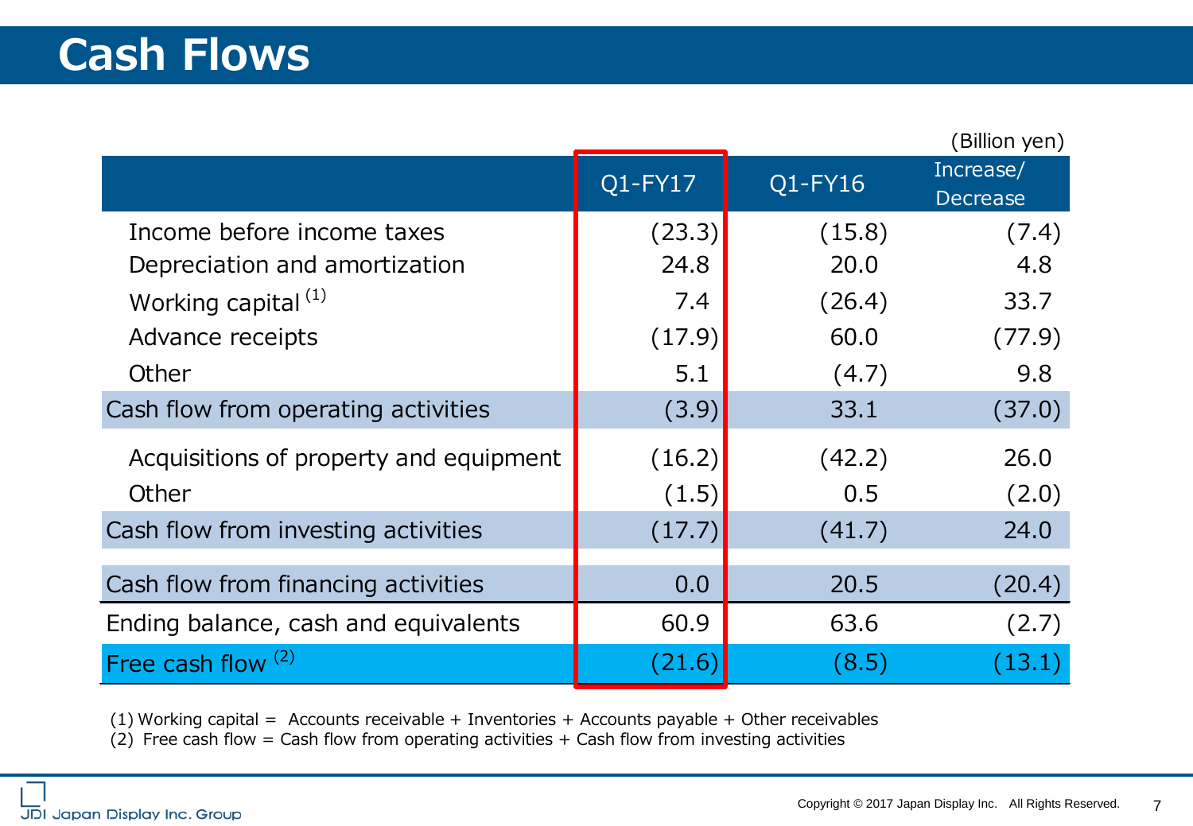# Cash Flows

(Billion yen)

| | Q1-FY17 | Q1-FY16 | Increase/ Decrease |
|---|---|---|---|
| Income before income taxes | (23.3) | (15.8) | (7.4) |
| Depreciation and amortization | 24.8 | 20.0 | 4.8 |
| Working capital [(1)] | 7.4 | (26.4) | 33.7 |
| Advance receipts | (17.9) | 60.0 | (77.9) |
| Other | 5.1 | (4.7) | 9.8 |
| Cash flow from operating activities | (3.9) | 33.1 | (37.0) |
| Acquisitions of property and equipment | (16.2) | (42.2) | 26.0 |
| Other | (1.5) | 0.5 | (2.0) |
| Cash flow from investing activities | (17.7) | (41.7) | 24.0 |
| Cash flow from financing activities | 0.0 | 20.5 | (20.4) |
| Ending balance, cash and equivalents | 60.9 | 63.6 | (2.7) |
| Free cash flow [(2)] | (21.6) | (8.5) | (13.1) |

(1) Working capital = Accounts receivable + Inventories + Accounts payable + Other receivables
(2) Free cash flow = Cash flow from operating activities + Cash flow from investing activities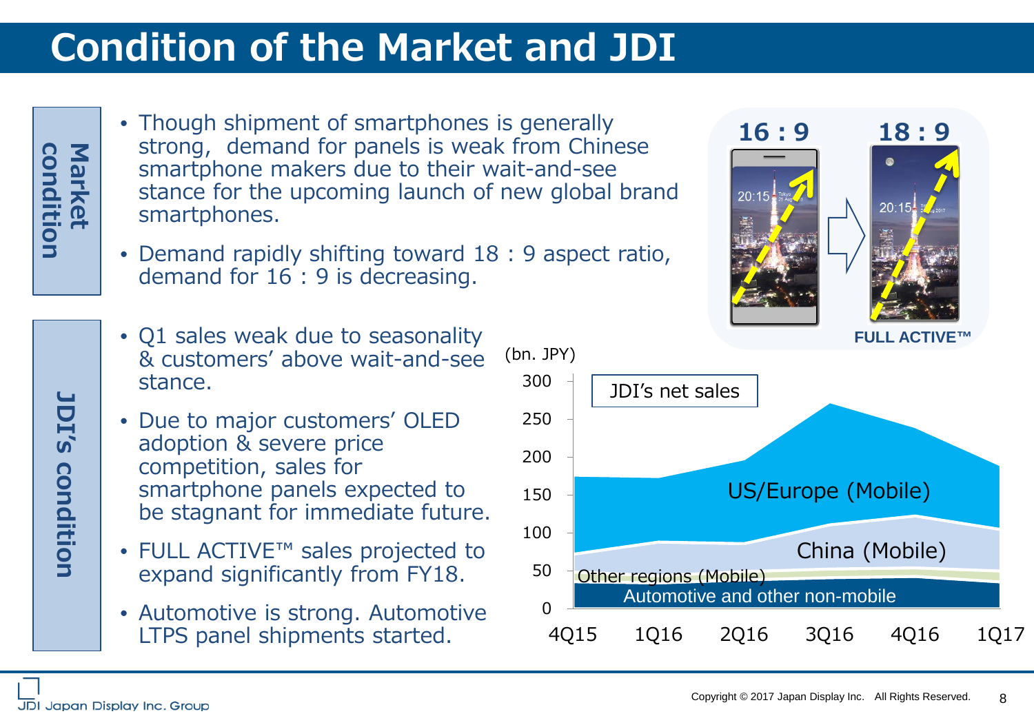# Condition of the Market and JDI

## Market condition

- Though shipment of smartphones is generally strong, demand for panels is weak from Chinese smartphone makers due to their wait-and-see stance for the upcoming launch of new global brand smartphones.
- Demand rapidly shifting toward 18 : 9 aspect ratio, demand for 16 : 9 is decreasing.

16 : 9 → 18 : 9

FULL ACTIVE™

## JDI's condition

- Q1 sales weak due to seasonality & customers' above wait-and-see stance.
- Due to major customers' OLED adoption & severe price competition, sales for smartphone panels expected to be stagnant for immediate future.
- FULL ACTIVE™ sales projected to expand significantly from FY18.
- Automotive is strong. Automotive LTPS panel shipments started.

JDI's net sales (bn. JPY)

Segments: US/Europe (Mobile), China (Mobile), Other regions (Mobile), Automotive and other non-mobile

Periods: 4Q15, 1Q16, 2Q16, 3Q16, 4Q16, 1Q17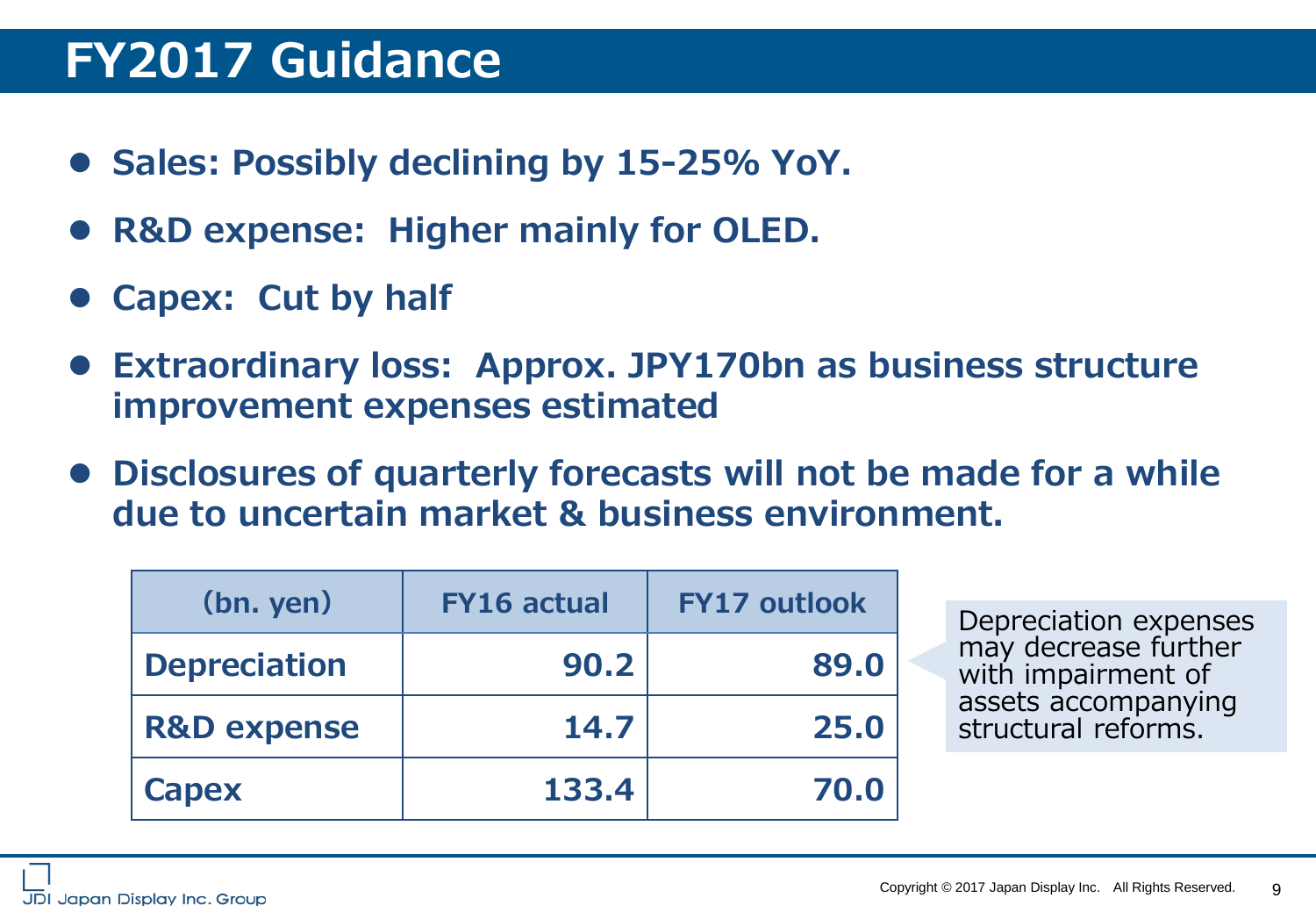# FY2017 Guidance

- **Sales: Possibly declining by 15-25% YoY.**
- **R&D expense: Higher mainly for OLED.**
- **Capex: Cut by half**
- **Extraordinary loss: Approx. JPY170bn as business structure improvement expenses estimated**
- **Disclosures of quarterly forecasts will not be made for a while due to uncertain market & business environment.**

| (bn. yen) | FY16 actual | FY17 outlook |
|---|---|---|
| Depreciation | 90.2 | 89.0 |
| R&D expense | 14.7 | 25.0 |
| Capex | 133.4 | 70.0 |

Depreciation expenses may decrease further with impairment of assets accompanying structural reforms.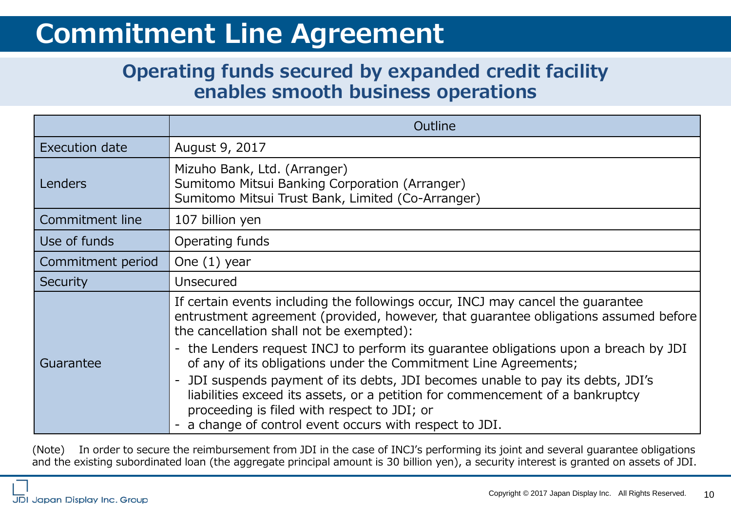# Commitment Line Agreement

## Operating funds secured by expanded credit facility enables smooth business operations

| | Outline |
|---|---|
| Execution date | August 9, 2017 |
| Lenders | Mizuho Bank, Ltd. (Arranger)<br>Sumitomo Mitsui Banking Corporation (Arranger)<br>Sumitomo Mitsui Trust Bank, Limited (Co-Arranger) |
| Commitment line | 107 billion yen |
| Use of funds | Operating funds |
| Commitment period | One (1) year |
| Security | Unsecured |
| Guarantee | If certain events including the followings occur, INCJ may cancel the guarantee entrustment agreement (provided, however, that guarantee obligations assumed before the cancellation shall not be exempted):<br>- the Lenders request INCJ to perform its guarantee obligations upon a breach by JDI of any of its obligations under the Commitment Line Agreements;<br>- JDI suspends payment of its debts, JDI becomes unable to pay its debts, JDI's liabilities exceed its assets, or a petition for commencement of a bankruptcy proceeding is filed with respect to JDI; or<br>- a change of control event occurs with respect to JDI. |

(Note) In order to secure the reimbursement from JDI in the case of INCJ's performing its joint and several guarantee obligations and the existing subordinated loan (the aggregate principal amount is 30 billion yen), a security interest is granted on assets of JDI.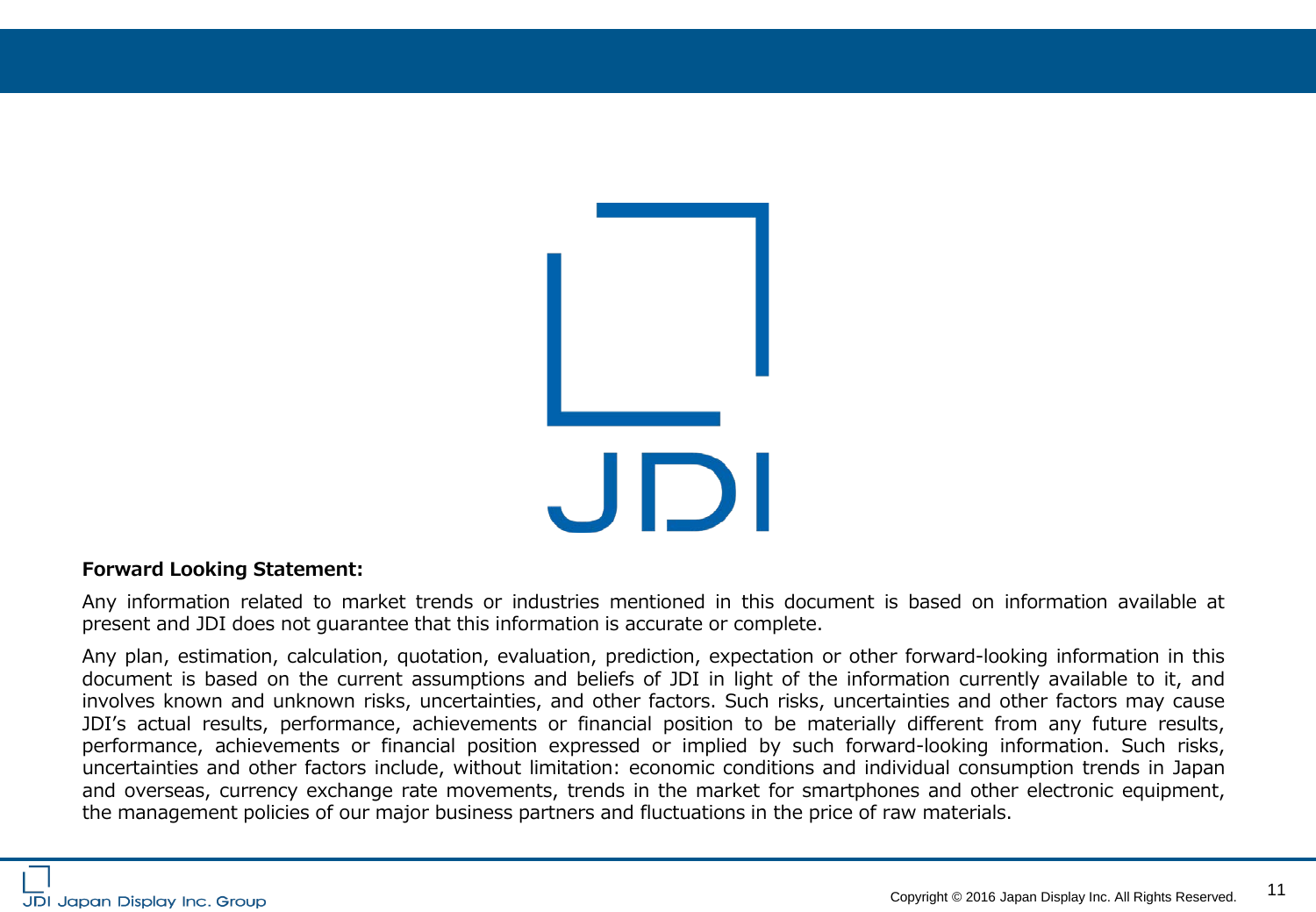JDI

**Forward Looking Statement:**

Any information related to market trends or industries mentioned in this document is based on information available at present and JDI does not guarantee that this information is accurate or complete.

Any plan, estimation, calculation, quotation, evaluation, prediction, expectation or other forward-looking information in this document is based on the current assumptions and beliefs of JDI in light of the information currently available to it, and involves known and unknown risks, uncertainties, and other factors. Such risks, uncertainties and other factors may cause JDI's actual results, performance, achievements or financial position to be materially different from any future results, performance, achievements or financial position expressed or implied by such forward-looking information. Such risks, uncertainties and other factors include, without limitation: economic conditions and individual consumption trends in Japan and overseas, currency exchange rate movements, trends in the market for smartphones and other electronic equipment, the management policies of our major business partners and fluctuations in the price of raw materials.